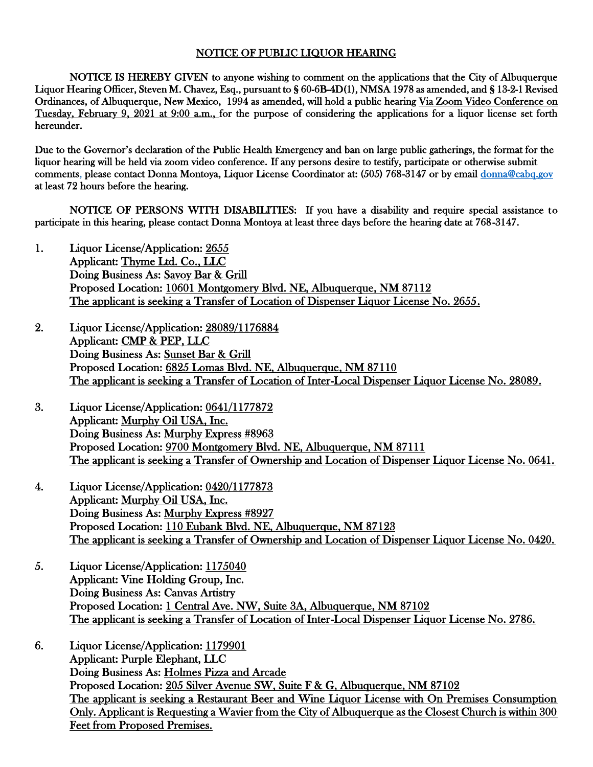# NOTICE OF PUBLIC LIQUOR HEARING

**NOTICE IS HEREBY GIVEN** to anyone wishing to comment on the applications that the City of Albuquerque Liquor Hearing Officer, Steven M. Chavez, Esq., pursuant to § 60-6B-4D(1), NMSA 1978 as amended, and § 13-2-1 Revised Ordinances, of Albuquerque, New Mexico, 1994 as amended, will hold a public hearing Via Zoom Video Conference on Tuesday, February 9, 2021 at 9:00 a.m., for the purpose of considering the applications for a liquor license set forth hereunder.

Due to the Governor's declaration of the Public Health Emergency and ban on large public gatherings, the format for the liquor hearing will be held via zoom video conference. If any persons desire to testify, participate or otherwise submit comments, please contact Donna Montoya, Liquor License Coordinator at: (505) 768-3147 or by email donna@cabq.gov at least 72 hours before the hearing.

NOTICE OF PERSONS WITH DISABILITIES: If you have a disability and require special assistance to participate in this hearing, please contact Donna Montoya at least three days before the hearing date at 768-3147.

1. Liquor License/Application: 2655
   Applicant: Thyme Ltd. Co., LLC
   Doing Business As: Savoy Bar & Grill
   Proposed Location: 10601 Montgomery Blvd. NE, Albuquerque, NM 87112
   The applicant is seeking a Transfer of Location of Dispenser Liquor License No. 2655.

2. Liquor License/Application: 28089/1176884
   Applicant: CMP & PEP, LLC
   Doing Business As: Sunset Bar & Grill
   Proposed Location: 6825 Lomas Blvd. NE, Albuquerque, NM 87110
   The applicant is seeking a Transfer of Location of Inter-Local Dispenser Liquor License No. 28089.

3. Liquor License/Application: 0641/1177872
   Applicant: Murphy Oil USA, Inc.
   Doing Business As: Murphy Express #8963
   Proposed Location: 9700 Montgomery Blvd. NE, Albuquerque, NM 87111
   The applicant is seeking a Transfer of Ownership and Location of Dispenser Liquor License No. 0641.

4. Liquor License/Application: 0420/1177873
   Applicant: Murphy Oil USA, Inc.
   Doing Business As: Murphy Express #8927
   Proposed Location: 110 Eubank Blvd. NE, Albuquerque, NM 87123
   The applicant is seeking a Transfer of Ownership and Location of Dispenser Liquor License No. 0420.

5. Liquor License/Application: 1175040
   Applicant: Vine Holding Group, Inc.
   Doing Business As: Canvas Artistry
   Proposed Location: 1 Central Ave. NW, Suite 3A, Albuquerque, NM 87102
   The applicant is seeking a Transfer of Location of Inter-Local Dispenser Liquor License No. 2786.

6. Liquor License/Application: 1179901
   Applicant: Purple Elephant, LLC
   Doing Business As: Holmes Pizza and Arcade
   Proposed Location: 205 Silver Avenue SW, Suite F & G, Albuquerque, NM 87102
   The applicant is seeking a Restaurant Beer and Wine Liquor License with On Premises Consumption Only. Applicant is Requesting a Wavier from the City of Albuquerque as the Closest Church is within 300 Feet from Proposed Premises.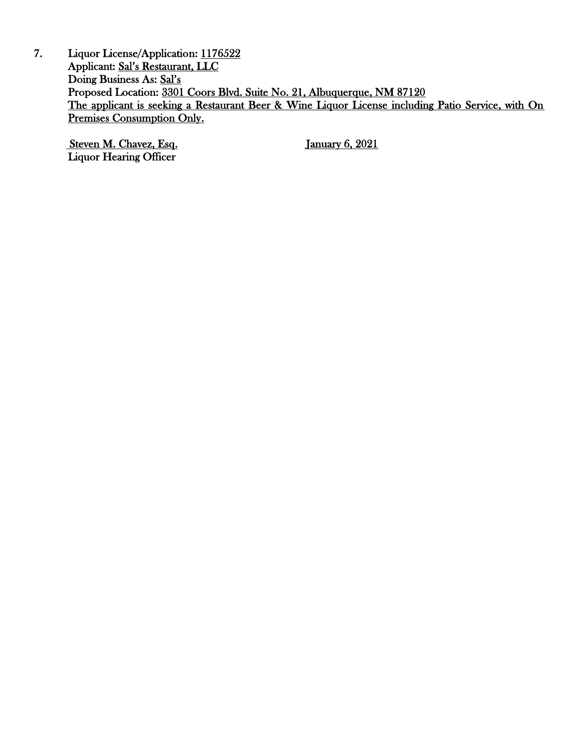7. Liquor License/Application: 1176522
   Applicant: Sal's Restaurant, LLC
   Doing Business As: Sal's
   Proposed Location: 3301 Coors Blvd. Suite No. 21, Albuquerque, NM 87120
   The applicant is seeking a Restaurant Beer & Wine Liquor License including Patio Service, with On Premises Consumption Only.

Steven M. Chavez, Esq. January 6, 2021
Liquor Hearing Officer